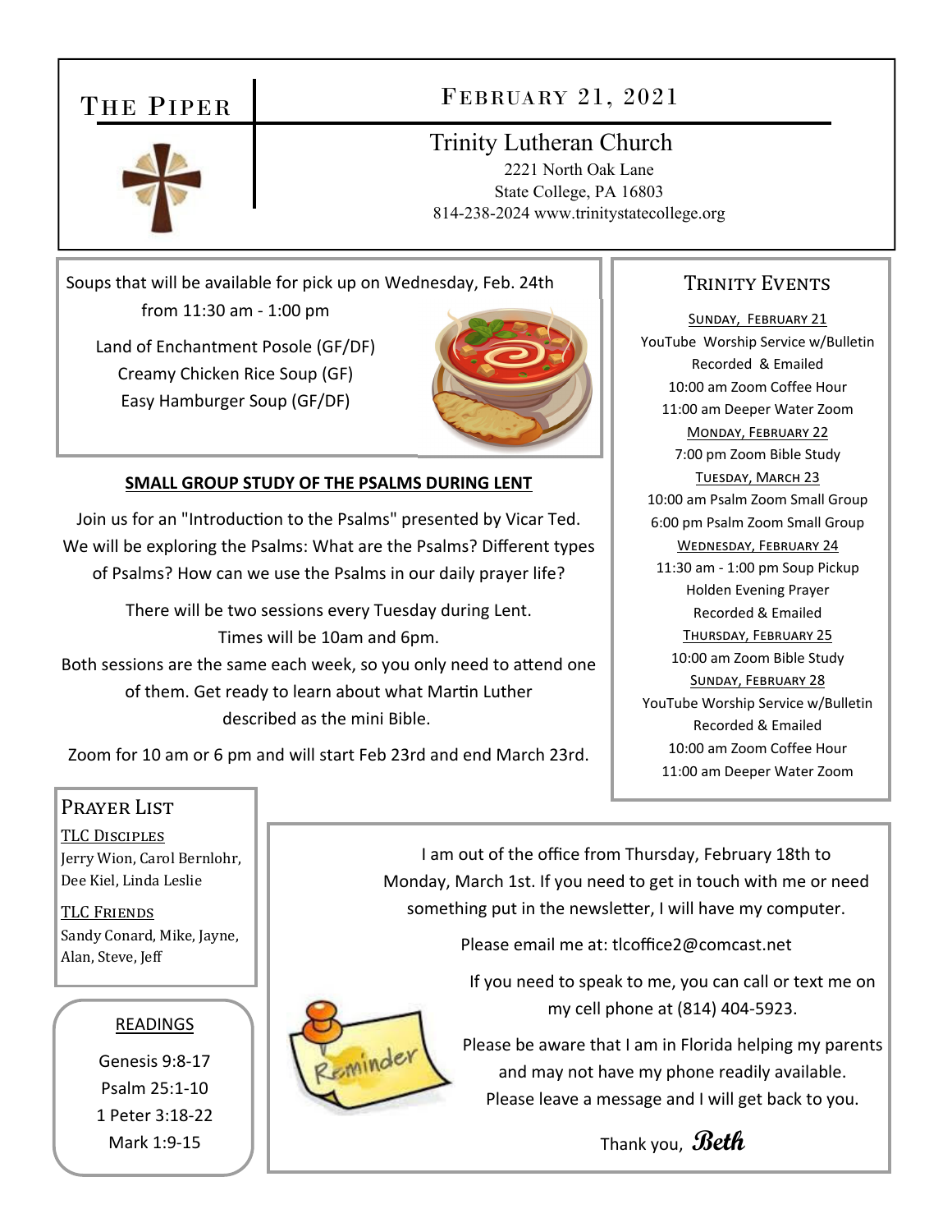# The Piper

## February 21, 2021

### Trinity Lutheran Church

2221 North Oak Lane
State College, PA 16803
814-238-2024 www.trinitystatecollege.org

Soups that will be available for pick up on Wednesday, Feb. 24th from 11:30 am - 1:00 pm

Land of Enchantment Posole (GF/DF)
Creamy Chicken Rice Soup (GF)
Easy Hamburger Soup (GF/DF)

**SMALL GROUP STUDY OF THE PSALMS DURING LENT**

Join us for an "Introduction to the Psalms" presented by Vicar Ted. We will be exploring the Psalms: What are the Psalms? Different types of Psalms? How can we use the Psalms in our daily prayer life?

There will be two sessions every Tuesday during Lent. Times will be 10am and 6pm.
Both sessions are the same each week, so you only need to attend one of them. Get ready to learn about what Martin Luther described as the mini Bible.

Zoom for 10 am or 6 pm and will start Feb 23rd and end March 23rd.

## Trinity Events

**Sunday, February 21**
YouTube Worship Service w/Bulletin Recorded & Emailed
10:00 am Zoom Coffee Hour
11:00 am Deeper Water Zoom

**Monday, February 22**
7:00 pm Zoom Bible Study

**Tuesday, March 23**
10:00 am Psalm Zoom Small Group
6:00 pm Psalm Zoom Small Group

**Wednesday, February 24**
11:30 am - 1:00 pm Soup Pickup
Holden Evening Prayer
Recorded & Emailed

**Thursday, February 25**
10:00 am Zoom Bible Study

**Sunday, February 28**
YouTube Worship Service w/Bulletin Recorded & Emailed
10:00 am Zoom Coffee Hour
11:00 am Deeper Water Zoom

## Prayer List

**TLC Disciples**
Jerry Wion, Carol Bernlohr, Dee Kiel, Linda Leslie

**TLC Friends**
Sandy Conard, Mike, Jayne, Alan, Steve, Jeff

## Readings

Genesis 9:8-17
Psalm 25:1-10
1 Peter 3:18-22
Mark 1:9-15

I am out of the office from Thursday, February 18th to Monday, March 1st. If you need to get in touch with me or need something put in the newsletter, I will have my computer.

Please email me at: tlcoffice2@comcast.net

If you need to speak to me, you can call or text me on my cell phone at (814) 404-5923.

Please be aware that I am in Florida helping my parents and may not have my phone readily available. Please leave a message and I will get back to you.

Thank you, *Beth*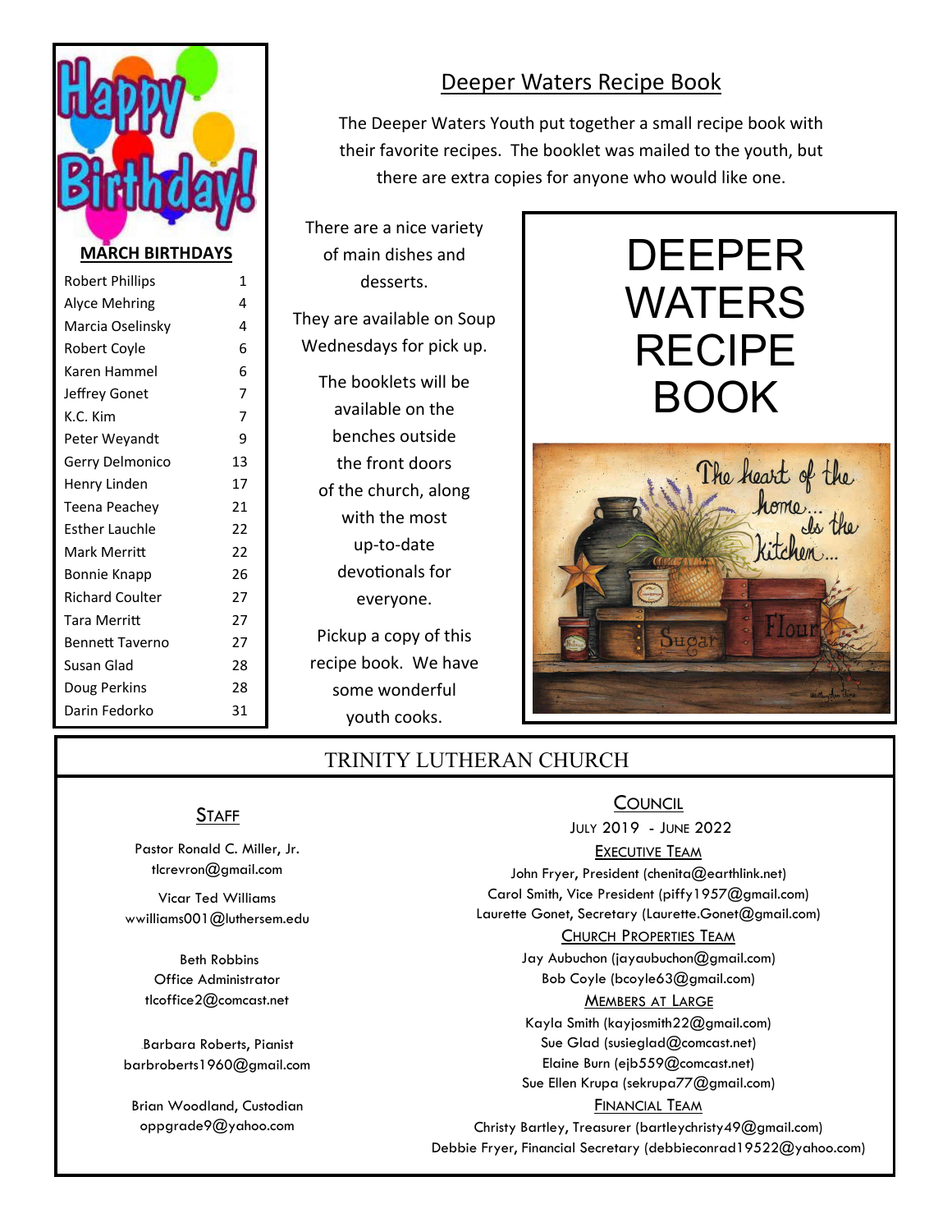## MARCH BIRTHDAYS

| Name | Day |
|---|---|
| Robert Phillips | 1 |
| Alyce Mehring | 4 |
| Marcia Oselinsky | 4 |
| Robert Coyle | 6 |
| Karen Hammel | 6 |
| Jeffrey Gonet | 7 |
| K.C. Kim | 7 |
| Peter Weyandt | 9 |
| Gerry Delmonico | 13 |
| Henry Linden | 17 |
| Teena Peachey | 21 |
| Esther Lauchle | 22 |
| Mark Merritt | 22 |
| Bonnie Knapp | 26 |
| Richard Coulter | 27 |
| Tara Merritt | 27 |
| Bennett Taverno | 27 |
| Susan Glad | 28 |
| Doug Perkins | 28 |
| Darin Fedorko | 31 |

## Deeper Waters Recipe Book

The Deeper Waters Youth put together a small recipe book with their favorite recipes. The booklet was mailed to the youth, but there are extra copies for anyone who would like one.

There are a nice variety of main dishes and desserts.

They are available on Soup Wednesdays for pick up.

The booklets will be available on the benches outside the front doors of the church, along with the most up-to-date devotionals for everyone.

Pickup a copy of this recipe book. We have some wonderful youth cooks.

DEEPER WATERS RECIPE BOOK

# TRINITY LUTHERAN CHURCH

## Staff

Pastor Ronald C. Miller, Jr.
tlcrevron@gmail.com

Vicar Ted Williams
wwilliams001@luthersem.edu

Beth Robbins
Office Administrator
tlcoffice2@comcast.net

Barbara Roberts, Pianist
barbroberts1960@gmail.com

Brian Woodland, Custodian
oppgrade9@yahoo.com

## Council

July 2019 - June 2022

### Executive Team

John Fryer, President (chenita@earthlink.net)
Carol Smith, Vice President (piffy1957@gmail.com)
Laurette Gonet, Secretary (Laurette.Gonet@gmail.com)

### Church Properties Team

Jay Aubuchon (jayaubuchon@gmail.com)
Bob Coyle (bcoyle63@gmail.com)

### Members at Large

Kayla Smith (kayjosmith22@gmail.com)
Sue Glad (susieglad@comcast.net)
Elaine Burn (ejb559@comcast.net)
Sue Ellen Krupa (sekrupa77@gmail.com)

### Financial Team

Christy Bartley, Treasurer (bartleychristy49@gmail.com)
Debbie Fryer, Financial Secretary (debbieconrad19522@yahoo.com)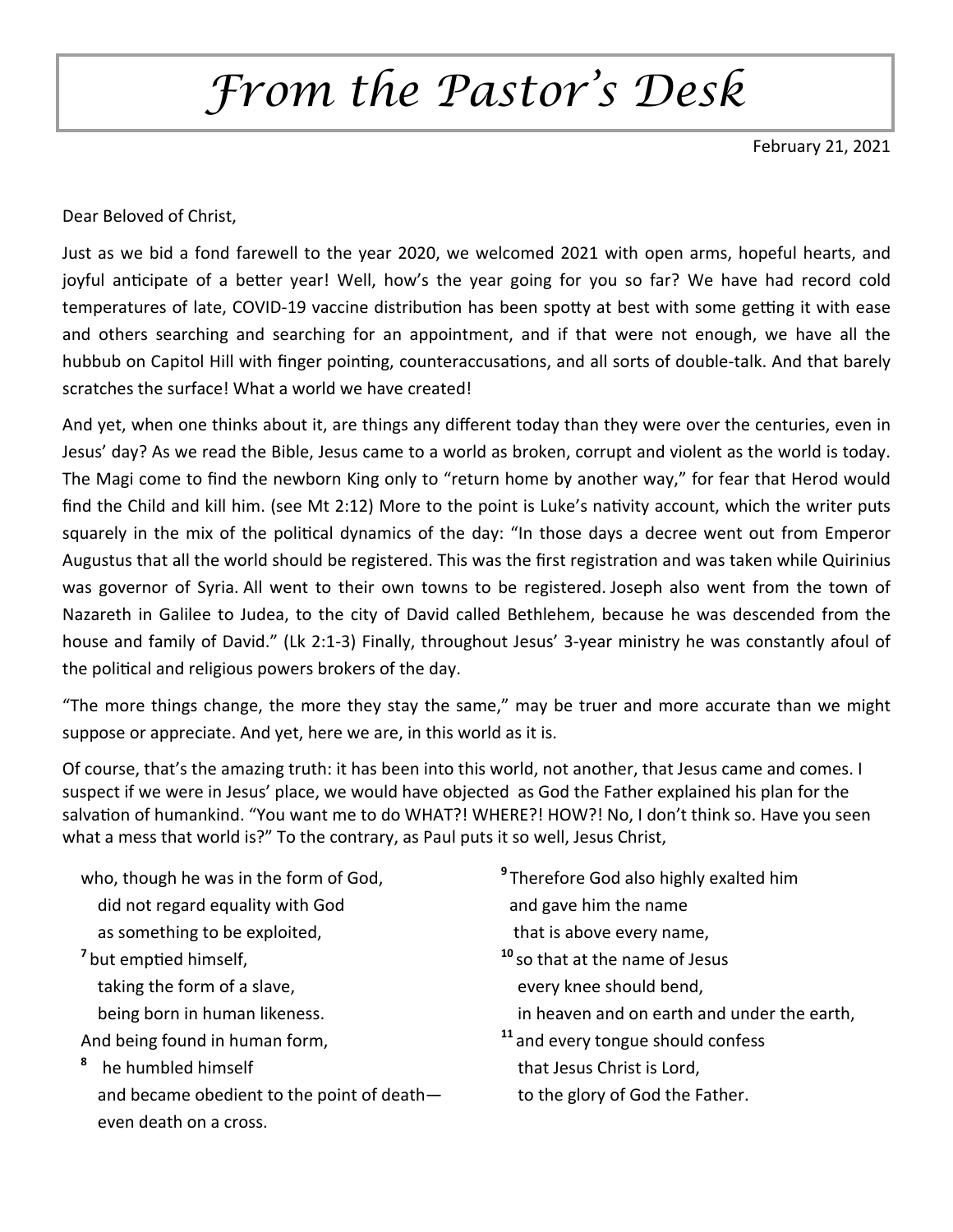# *From the Pastor's Desk*

February 21, 2021

Dear Beloved of Christ,

Just as we bid a fond farewell to the year 2020, we welcomed 2021 with open arms, hopeful hearts, and joyful anticipate of a better year! Well, how's the year going for you so far? We have had record cold temperatures of late, COVID-19 vaccine distribution has been spotty at best with some getting it with ease and others searching and searching for an appointment, and if that were not enough, we have all the hubbub on Capitol Hill with finger pointing, counteraccusations, and all sorts of double-talk. And that barely scratches the surface! What a world we have created!

And yet, when one thinks about it, are things any different today than they were over the centuries, even in Jesus' day? As we read the Bible, Jesus came to a world as broken, corrupt and violent as the world is today. The Magi come to find the newborn King only to "return home by another way," for fear that Herod would find the Child and kill him. (see Mt 2:12) More to the point is Luke's nativity account, which the writer puts squarely in the mix of the political dynamics of the day: "In those days a decree went out from Emperor Augustus that all the world should be registered. This was the first registration and was taken while Quirinius was governor of Syria. All went to their own towns to be registered. Joseph also went from the town of Nazareth in Galilee to Judea, to the city of David called Bethlehem, because he was descended from the house and family of David." (Lk 2:1-3) Finally, throughout Jesus' 3-year ministry he was constantly afoul of the political and religious powers brokers of the day.

"The more things change, the more they stay the same," may be truer and more accurate than we might suppose or appreciate. And yet, here we are, in this world as it is.

Of course, that's the amazing truth: it has been into this world, not another, that Jesus came and comes. I suspect if we were in Jesus' place, we would have objected as God the Father explained his plan for the salvation of humankind. "You want me to do WHAT?! WHERE?! HOW?! No, I don't think so. Have you seen what a mess that world is?" To the contrary, as Paul puts it so well, Jesus Christ,

who, though he was in the form of God,
  did not regard equality with God
  as something to be exploited,
[7] but emptied himself,
  taking the form of a slave,
  being born in human likeness.
And being found in human form,
[8] he humbled himself
  and became obedient to the point of death—
  even death on a cross.

[9] Therefore God also highly exalted him
  and gave him the name
  that is above every name,
[10] so that at the name of Jesus
  every knee should bend,
  in heaven and on earth and under the earth,
[11] and every tongue should confess
  that Jesus Christ is Lord,
  to the glory of God the Father.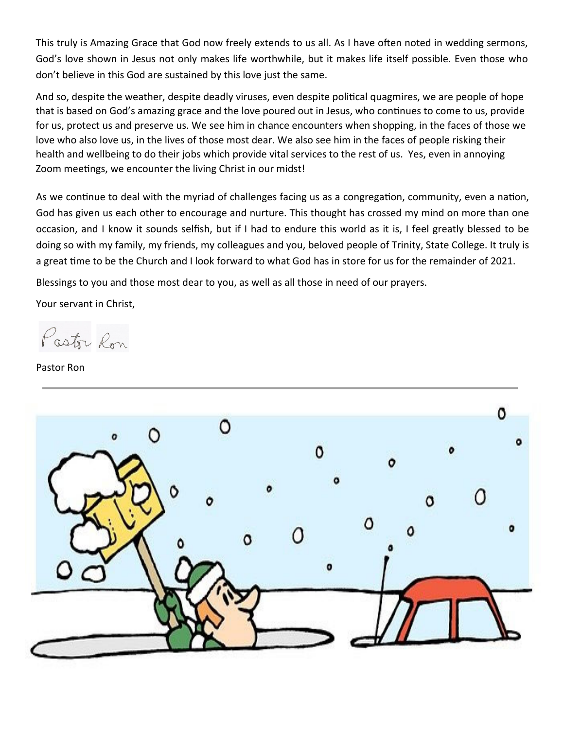This truly is Amazing Grace that God now freely extends to us all. As I have often noted in wedding sermons, God's love shown in Jesus not only makes life worthwhile, but it makes life itself possible. Even those who don't believe in this God are sustained by this love just the same.

And so, despite the weather, despite deadly viruses, even despite political quagmires, we are people of hope that is based on God's amazing grace and the love poured out in Jesus, who continues to come to us, provide for us, protect us and preserve us. We see him in chance encounters when shopping, in the faces of those we love who also love us, in the lives of those most dear. We also see him in the faces of people risking their health and wellbeing to do their jobs which provide vital services to the rest of us. Yes, even in annoying Zoom meetings, we encounter the living Christ in our midst!

As we continue to deal with the myriad of challenges facing us as a congregation, community, even a nation, God has given us each other to encourage and nurture. This thought has crossed my mind on more than one occasion, and I know it sounds selfish, but if I had to endure this world as it is, I feel greatly blessed to be doing so with my family, my friends, my colleagues and you, beloved people of Trinity, State College. It truly is a great time to be the Church and I look forward to what God has in store for us for the remainder of 2021.

Blessings to you and those most dear to you, as well as all those in need of our prayers.

Your servant in Christ,

Pastor Ron

Pastor Ron

---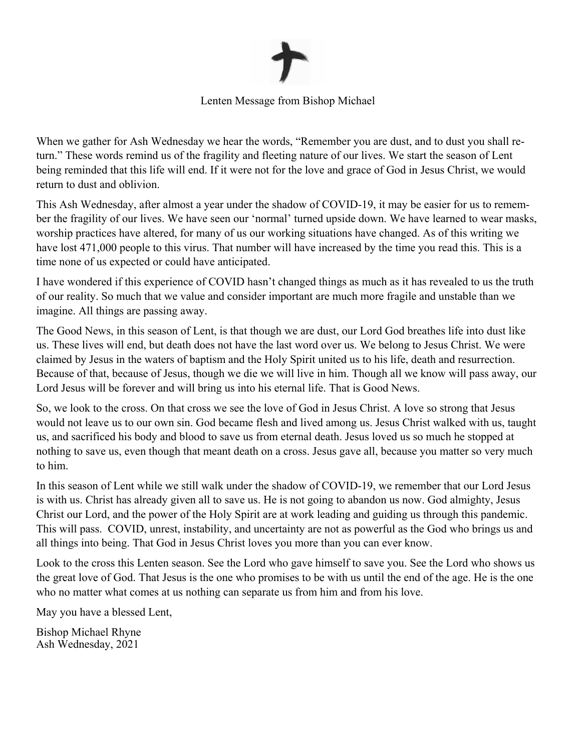Lenten Message from Bishop Michael

When we gather for Ash Wednesday we hear the words, "Remember you are dust, and to dust you shall return." These words remind us of the fragility and fleeting nature of our lives. We start the season of Lent being reminded that this life will end. If it were not for the love and grace of God in Jesus Christ, we would return to dust and oblivion.

This Ash Wednesday, after almost a year under the shadow of COVID-19, it may be easier for us to remember the fragility of our lives. We have seen our 'normal' turned upside down. We have learned to wear masks, worship practices have altered, for many of us our working situations have changed. As of this writing we have lost 471,000 people to this virus. That number will have increased by the time you read this. This is a time none of us expected or could have anticipated.

I have wondered if this experience of COVID hasn't changed things as much as it has revealed to us the truth of our reality. So much that we value and consider important are much more fragile and unstable than we imagine. All things are passing away.

The Good News, in this season of Lent, is that though we are dust, our Lord God breathes life into dust like us. These lives will end, but death does not have the last word over us. We belong to Jesus Christ. We were claimed by Jesus in the waters of baptism and the Holy Spirit united us to his life, death and resurrection. Because of that, because of Jesus, though we die we will live in him. Though all we know will pass away, our Lord Jesus will be forever and will bring us into his eternal life. That is Good News.

So, we look to the cross. On that cross we see the love of God in Jesus Christ. A love so strong that Jesus would not leave us to our own sin. God became flesh and lived among us. Jesus Christ walked with us, taught us, and sacrificed his body and blood to save us from eternal death. Jesus loved us so much he stopped at nothing to save us, even though that meant death on a cross. Jesus gave all, because you matter so very much to him.

In this season of Lent while we still walk under the shadow of COVID-19, we remember that our Lord Jesus is with us. Christ has already given all to save us. He is not going to abandon us now. God almighty, Jesus Christ our Lord, and the power of the Holy Spirit are at work leading and guiding us through this pandemic. This will pass. COVID, unrest, instability, and uncertainty are not as powerful as the God who brings us and all things into being. That God in Jesus Christ loves you more than you can ever know.

Look to the cross this Lenten season. See the Lord who gave himself to save you. See the Lord who shows us the great love of God. That Jesus is the one who promises to be with us until the end of the age. He is the one who no matter what comes at us nothing can separate us from him and from his love.

May you have a blessed Lent,

Bishop Michael Rhyne
Ash Wednesday, 2021